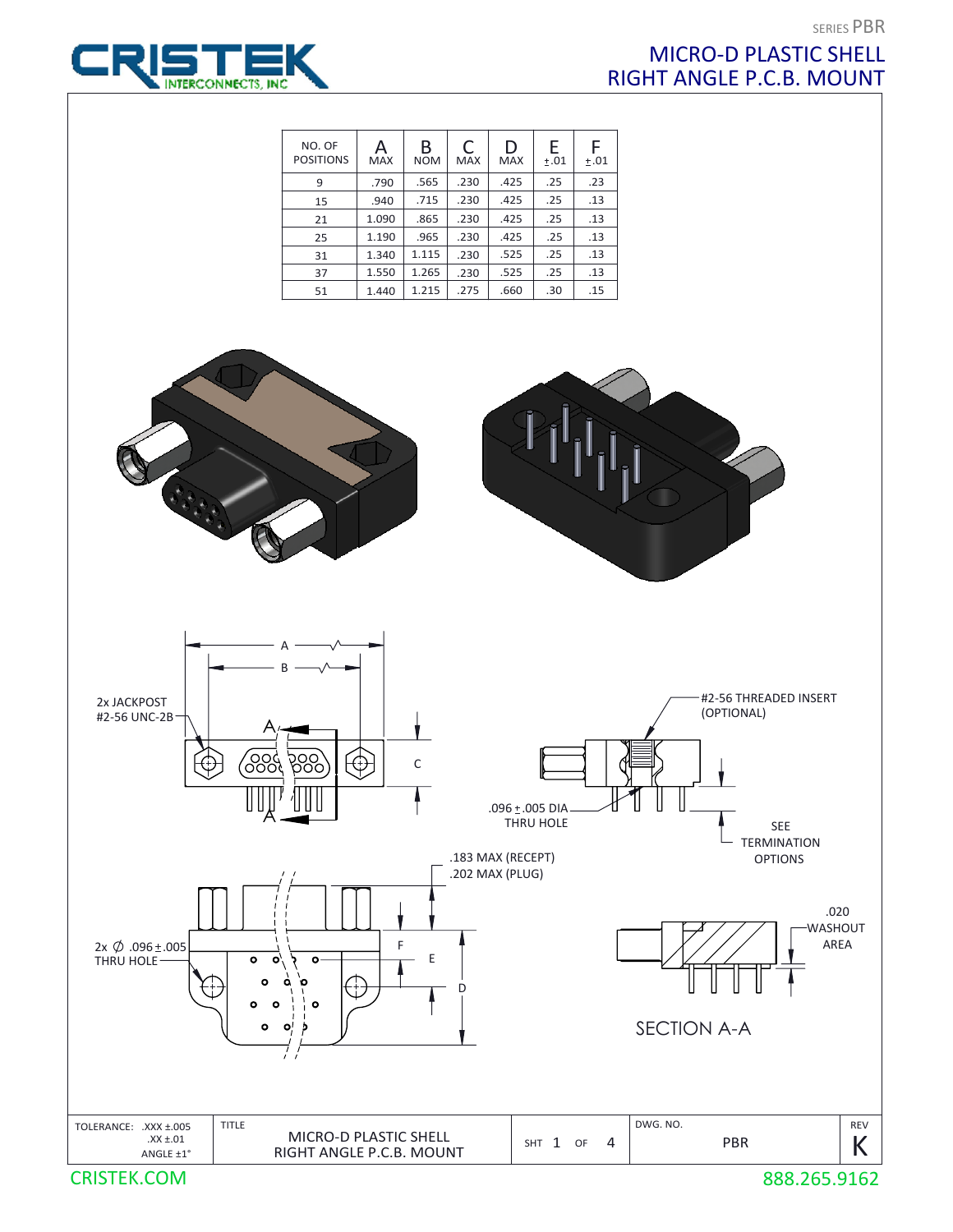SERIES PBR

# MICRO-D PLASTIC SHELL RIGHT ANGLE P.C.B. MOUNT

CRISTEK INTERCONNECTS, INC

| NO. OF POSITIONS | A MAX | B NOM | C MAX | D MAX | E ±.01 | F ±.01 |
|---|---|---|---|---|---|---|
| 9 | .790 | .565 | .230 | .425 | .25 | .23 |
| 15 | .940 | .715 | .230 | .425 | .25 | .13 |
| 21 | 1.090 | .865 | .230 | .425 | .25 | .13 |
| 25 | 1.190 | .965 | .230 | .425 | .25 | .13 |
| 31 | 1.340 | 1.115 | .230 | .525 | .25 | .13 |
| 37 | 1.550 | 1.265 | .230 | .525 | .25 | .13 |
| 51 | 1.440 | 1.215 | .275 | .660 | .30 | .15 |

A

B

2x JACKPOST
#2-56 UNC-2B

A

A

C

#2-56 THREADED INSERT
(OPTIONAL)

.096 ±.005 DIA.
THRU HOLE

SEE
TERMINATION
OPTIONS

.183 MAX (RECEPT)
.202 MAX (PLUG)

2x ∅ .096 ±.005
THRU HOLE

F

E

D

.020
WASHOUT
AREA

SECTION A-A

| TOLERANCE: .XXX ±.005 .XX ±.01 ANGLE ±1° | TITLE MICRO-D PLASTIC SHELL RIGHT ANGLE P.C.B. MOUNT | SHT 1 OF 4 | DWG. NO. PBR | REV K |
|---|---|---|---|---|

CRISTEK.COM

888.265.9162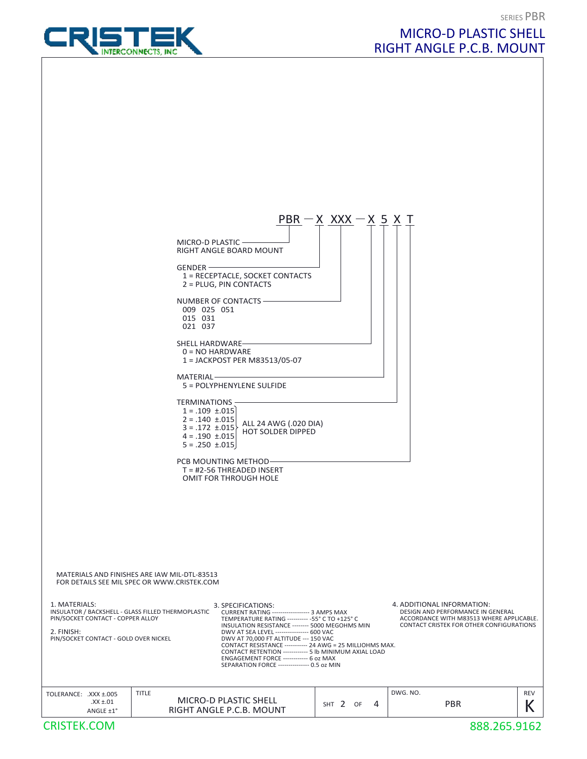SERIES PBR

# MICRO-D PLASTIC SHELL
# RIGHT ANGLE P.C.B. MOUNT

**PBR — X XXX — X 5 X T**

MICRO-D PLASTIC
RIGHT ANGLE BOARD MOUNT

GENDER
- 1 = RECEPTACLE, SOCKET CONTACTS
- 2 = PLUG, PIN CONTACTS

NUMBER OF CONTACTS
- 009 025 051
- 015 031
- 021 037

SHELL HARDWARE
- 0 = NO HARDWARE
- 1 = JACKPOST PER M83513/05-07

MATERIAL
- 5 = POLYPHENYLENE SULFIDE

TERMINATIONS
- 1 = .109 ±.015
- 2 = .140 ±.015
- 3 = .172 ±.015
- 4 = .190 ±.015
- 5 = .250 ±.015

ALL 24 AWG (.020 DIA) HOT SOLDER DIPPED

PCB MOUNTING METHOD
- T = #2-56 THREADED INSERT
- OMIT FOR THROUGH HOLE

MATERIALS AND FINISHES ARE IAW MIL-DTL-83513
FOR DETAILS SEE MIL SPEC OR WWW.CRISTEK.COM

1. MATERIALS:
INSULATOR / BACKSHELL - GLASS FILLED THERMOPLASTIC
PIN/SOCKET CONTACT - COPPER ALLOY

2. FINISH:
PIN/SOCKET CONTACT - GOLD OVER NICKEL

3. SPECIFICATIONS:
- CURRENT RATING ------------------ 3 AMPS MAX
- TEMPERATURE RATING ---------- -55° C TO +125° C
- INSULATION RESISTANCE -------- 5000 MEGOHMS MIN
- DWV AT SEA LEVEL ---------------- 600 VAC
- DWV AT 70,000 FT ALTITUDE --- 150 VAC
- CONTACT RESISTANCE ----------- 24 AWG = 25 MILLIOHMS MAX.
- CONTACT RETENTION ------------ 5 lb MINIMUM AXIAL LOAD
- ENGAGEMENT FORCE ------------ 6 oz MAX
- SEPARATION FORCE -------------- 0.5 oz MIN

4. ADDITIONAL INFORMATION:
DESIGN AND PERFORMANCE IN GENERAL ACCORDANCE WITH M83513 WHERE APPLICABLE. CONTACT CRISTEK FOR OTHER CONFIGURATIONS

| TOLERANCE | TITLE | SHT | DWG. NO. | REV |
|---|---|---|---|---|
| .XXX ±.005, .XX ±.01, ANGLE ±1° | MICRO-D PLASTIC SHELL RIGHT ANGLE P.C.B. MOUNT | 2 OF 4 | PBR | K |

CRISTEK.COM 888.265.9162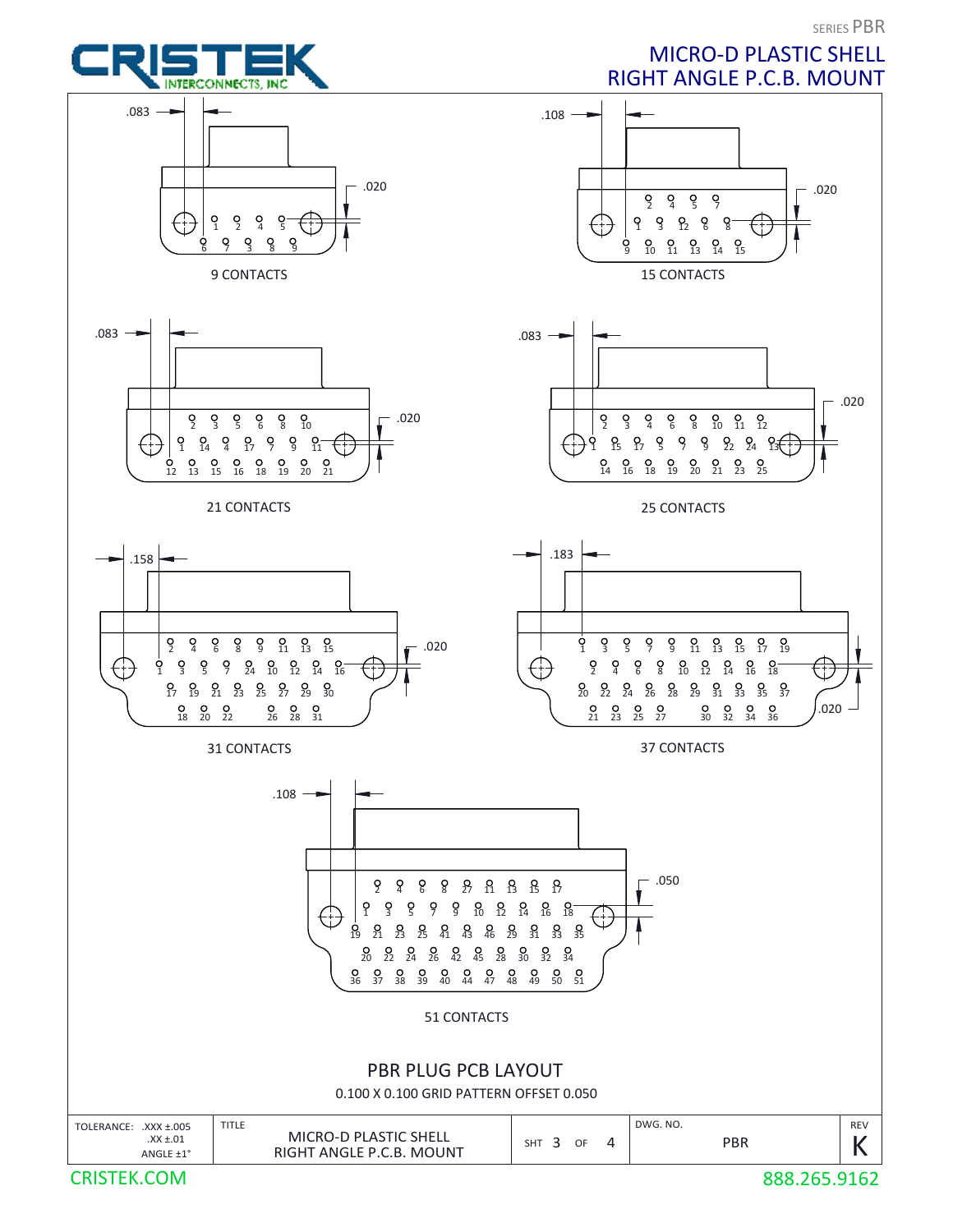CRISTEK INTERCONNECTS, INC

SERIES PBR

# MICRO-D PLASTIC SHELL RIGHT ANGLE P.C.B. MOUNT

.083
.020
2 4 5
1 3 4 5
6 7 3 8 9

9 CONTACTS

.108
.020
2 4 5 7
1 3 12 6 8
9 10 11 13 14 15

15 CONTACTS

.083
.020
2 3 5 6 8 10
1 14 4 17 7 9 11
12 13 15 16 18 19 20 21

21 CONTACTS

.083
.020
2 3 4 6 8 10 11 12
1 15 17 5 7 9 22 24 13
14 16 18 19 20 21 23 25

25 CONTACTS

.158
.020
2 4 6 8 9 11 13 15
1 3 5 7 24 10 12 14 16
17 19 21 23 25 27 29 30
18 20 22 26 28 31

31 CONTACTS

.183
.020
1 3 5 7 9 11 13 15 17 19
2 4 6 8 10 12 14 16 18
20 22 24 26 28 29 31 33 35 37
21 23 25 27 30 32 34 36

37 CONTACTS

.108
.050
2 4 6 8 27 11 13 15 17
1 3 5 7 9 10 12 14 16 18
19 21 23 25 41 43 46 29 31 33 35
20 22 24 26 42 45 28 30 32 34
36 37 38 39 40 44 47 48 49 50 51

51 CONTACTS

## PBR PLUG PCB LAYOUT

0.100 X 0.100 GRID PATTERN OFFSET 0.050

| TOLERANCE: .XXX ±.005 .XX ±.01 ANGLE ±1° | TITLE: MICRO-D PLASTIC SHELL RIGHT ANGLE P.C.B. MOUNT | SHT 3 OF 4 | DWG. NO. PBR | REV K |
|---|---|---|---|---|

CRISTEK.COM

888.265.9162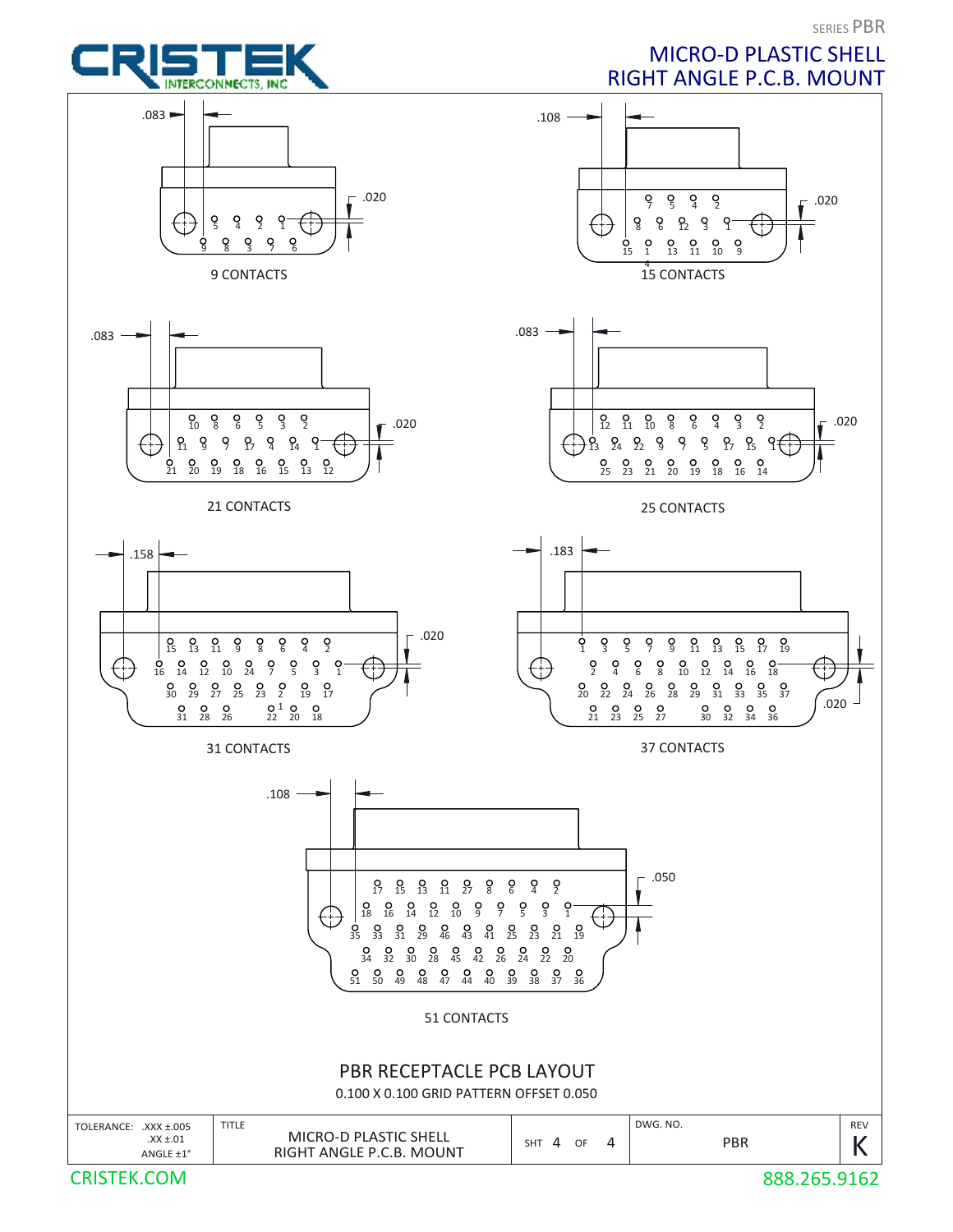SERIES PBR

# MICRO-D PLASTIC SHELL
# RIGHT ANGLE P.C.B. MOUNT

.083
.020
9 CONTACTS

.108
.020
15 CONTACTS

.083
.020
21 CONTACTS

.083
.020
25 CONTACTS

.158
.020
31 CONTACTS

.183
.020
37 CONTACTS

.108
.050
51 CONTACTS

## PBR RECEPTACLE PCB LAYOUT

0.100 X 0.100 GRID PATTERN OFFSET 0.050

| TOLERANCE: .XXX ±.005 .XX ±.01 ANGLE ±1° | TITLE: MICRO-D PLASTIC SHELL RIGHT ANGLE P.C.B. MOUNT | SHT 4 OF 4 | DWG. NO. PBR | REV K |
|---|---|---|---|---|

CRISTEK.COM

888.265.9162